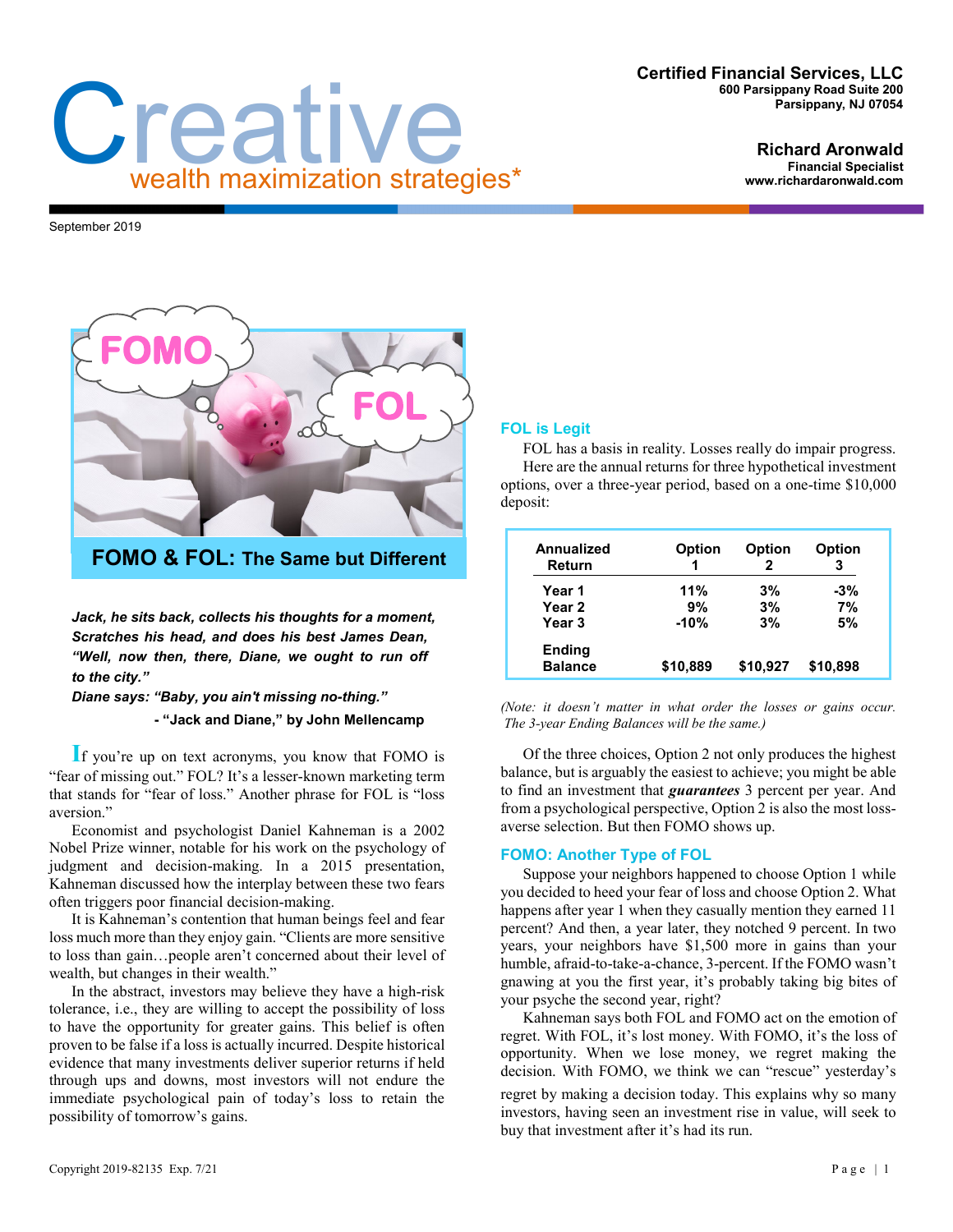# Creative

wealth maximization strategies*

**Certified Financial Services, LLC**
600 Parsippany Road Suite 200
Parsippany, NJ 07054

**Richard Aronwald**
Financial Specialist
www.richardaronwald.com

September 2019

## FOMO & FOL: The Same but Different

***Jack, he sits back, collects his thoughts for a moment, Scratches his head, and does his best James Dean, "Well, now then, there, Diane, we ought to run off to the city."***
***Diane says: "Baby, you ain't missing no-thing."***

**- "Jack and Diane," by John Mellencamp**

If you're up on text acronyms, you know that FOMO is "fear of missing out." FOL? It's a lesser-known marketing term that stands for "fear of loss." Another phrase for FOL is "loss aversion."

Economist and psychologist Daniel Kahneman is a 2002 Nobel Prize winner, notable for his work on the psychology of judgment and decision-making. In a 2015 presentation, Kahneman discussed how the interplay between these two fears often triggers poor financial decision-making.

It is Kahneman's contention that human beings feel and fear loss much more than they enjoy gain. "Clients are more sensitive to loss than gain…people aren't concerned about their level of wealth, but changes in their wealth."

In the abstract, investors may believe they have a high-risk tolerance, i.e., they are willing to accept the possibility of loss to have the opportunity for greater gains. This belief is often proven to be false if a loss is actually incurred. Despite historical evidence that many investments deliver superior returns if held through ups and downs, most investors will not endure the immediate psychological pain of today's loss to retain the possibility of tomorrow's gains.

### FOL is Legit

FOL has a basis in reality. Losses really do impair progress. Here are the annual returns for three hypothetical investment options, over a three-year period, based on a one-time $10,000 deposit:

| Annualized Return | Option 1 | Option 2 | Option 3 |
|---|---|---|---|
| Year 1 | 11% | 3% | -3% |
| Year 2 | 9% | 3% | 7% |
| Year 3 | -10% | 3% | 5% |
| Ending Balance | $10,889 | $10,927 | $10,898 |

*(Note: it doesn't matter in what order the losses or gains occur. The 3-year Ending Balances will be the same.)*

Of the three choices, Option 2 not only produces the highest balance, but is arguably the easiest to achieve; you might be able to find an investment that ***guarantees*** 3 percent per year. And from a psychological perspective, Option 2 is also the most loss-averse selection. But then FOMO shows up.

### FOMO: Another Type of FOL

Suppose your neighbors happened to choose Option 1 while you decided to heed your fear of loss and choose Option 2. What happens after year 1 when they casually mention they earned 11 percent? And then, a year later, they notched 9 percent. In two years, your neighbors have $1,500 more in gains than your humble, afraid-to-take-a-chance, 3-percent. If the FOMO wasn't gnawing at you the first year, it's probably taking big bites of your psyche the second year, right?

Kahneman says both FOL and FOMO act on the emotion of regret. With FOL, it's lost money. With FOMO, it's the loss of opportunity. When we lose money, we regret making the decision. With FOMO, we think we can "rescue" yesterday's regret by making a decision today. This explains why so many investors, having seen an investment rise in value, will seek to buy that investment after it's had its run.

Copyright 2019-82135 Exp. 7/21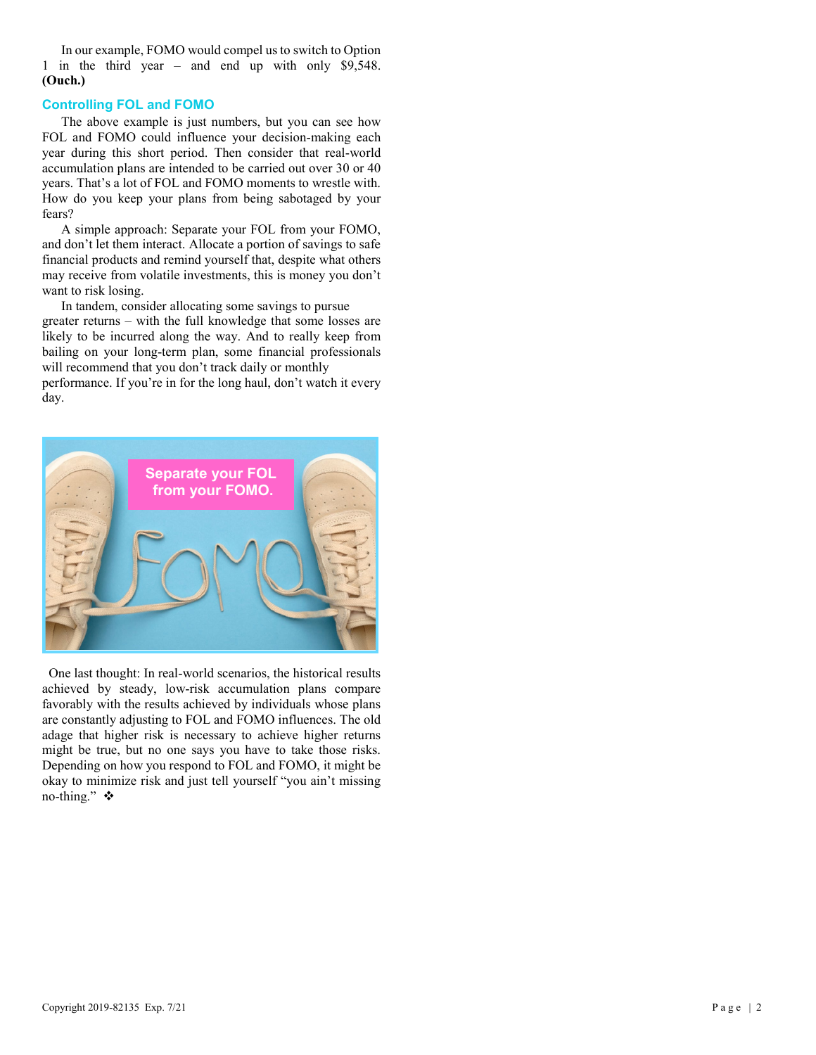In our example, FOMO would compel us to switch to Option 1 in the third year – and end up with only $9,548. **(Ouch.)**

## Controlling FOL and FOMO

The above example is just numbers, but you can see how FOL and FOMO could influence your decision-making each year during this short period. Then consider that real-world accumulation plans are intended to be carried out over 30 or 40 years. That's a lot of FOL and FOMO moments to wrestle with. How do you keep your plans from being sabotaged by your fears?

A simple approach: Separate your FOL from your FOMO, and don't let them interact. Allocate a portion of savings to safe financial products and remind yourself that, despite what others may receive from volatile investments, this is money you don't want to risk losing.

In tandem, consider allocating some savings to pursue greater returns – with the full knowledge that some losses are likely to be incurred along the way. And to really keep from bailing on your long-term plan, some financial professionals will recommend that you don't track daily or monthly performance. If you're in for the long haul, don't watch it every day.

Separate your FOL from your FOMO.

One last thought: In real-world scenarios, the historical results achieved by steady, low-risk accumulation plans compare favorably with the results achieved by individuals whose plans are constantly adjusting to FOL and FOMO influences. The old adage that higher risk is necessary to achieve higher returns might be true, but no one says you have to take those risks. Depending on how you respond to FOL and FOMO, it might be okay to minimize risk and just tell yourself "you ain't missing no-thing." ❖

Copyright 2019-82135 Exp. 7/21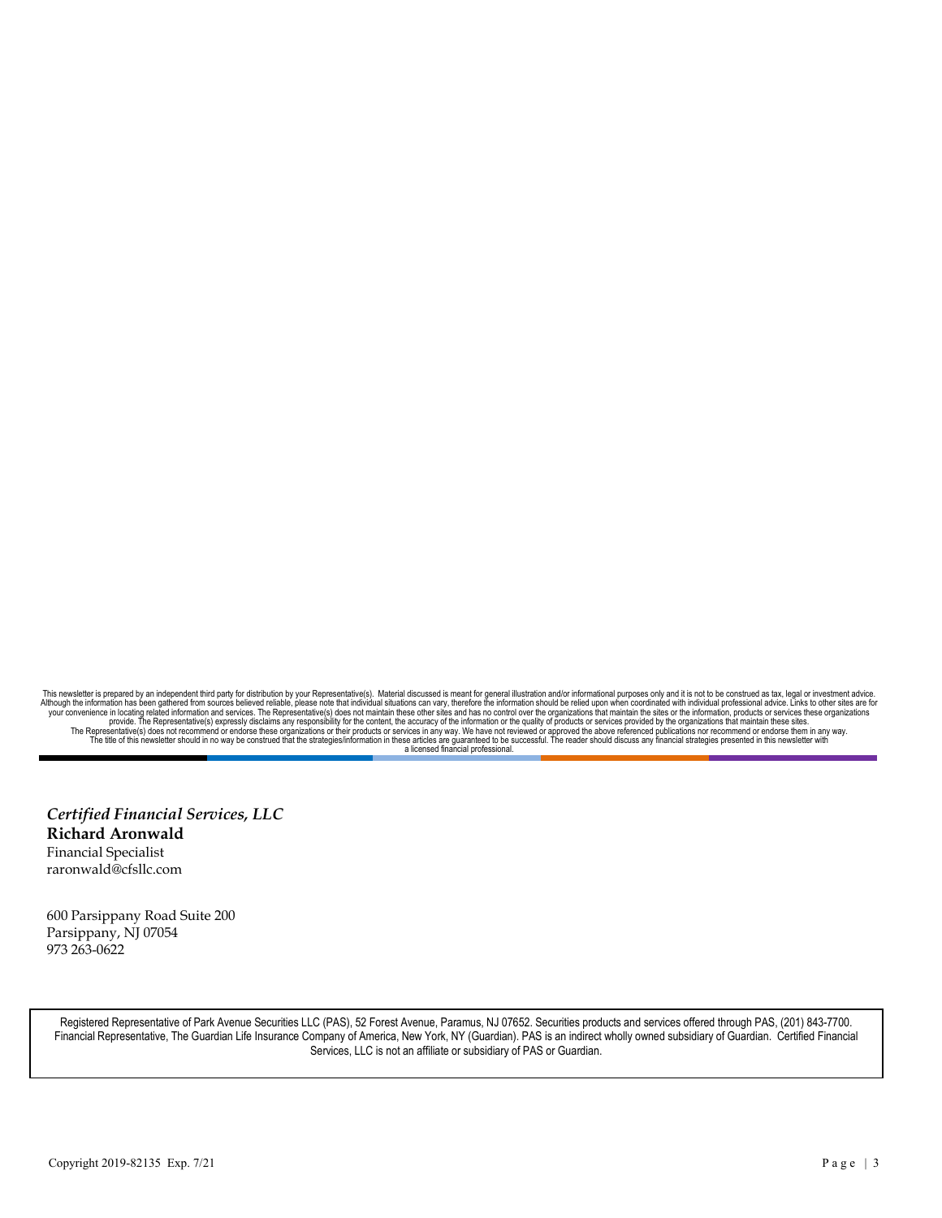This newsletter is prepared by an independent third party for distribution by your Representative(s). Material discussed is meant for general illustration and/or informational purposes only and it is not to be construed as tax, legal or investment advice. Although the information has been gathered from sources believed reliable, please note that individual situations can vary, therefore the information should be relied upon when coordinated with individual professional advice. Links to other sites are for your convenience in locating related information and services. The Representative(s) does not maintain these other sites and has no control over the organizations that maintain the sites or the information, products or services these organizations provide. The Representative(s) expressly disclaims any responsibility for the content, the accuracy of the information or the quality of products or services provided by the organizations that maintain these sites. The Representative(s) does not recommend or endorse these organizations or their products or services in any way. We have not reviewed or approved the above referenced publications nor recommend or endorse them in any way. The title of this newsletter should in no way be construed that the strategies/information in these articles are guaranteed to be successful. The reader should discuss any financial strategies presented in this newsletter with a licensed financial professional.

*Certified Financial Services, LLC*
**Richard Aronwald**
Financial Specialist
raronwald@cfsllc.com

600 Parsippany Road Suite 200
Parsippany, NJ 07054
973 263-0622

Registered Representative of Park Avenue Securities LLC (PAS), 52 Forest Avenue, Paramus, NJ 07652. Securities products and services offered through PAS, (201) 843-7700. Financial Representative, The Guardian Life Insurance Company of America, New York, NY (Guardian). PAS is an indirect wholly owned subsidiary of Guardian. Certified Financial Services, LLC is not an affiliate or subsidiary of PAS or Guardian.

Copyright 2019-82135 Exp. 7/21